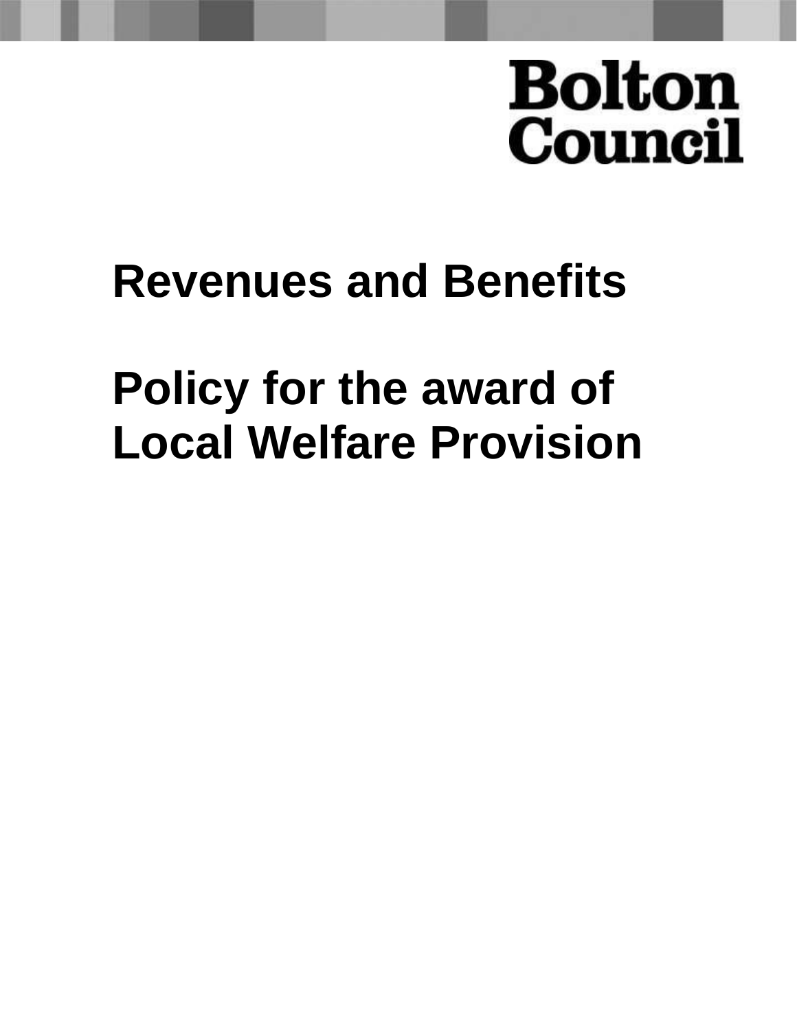Bolton Council

# Revenues and Benefits

# Policy for the award of Local Welfare Provision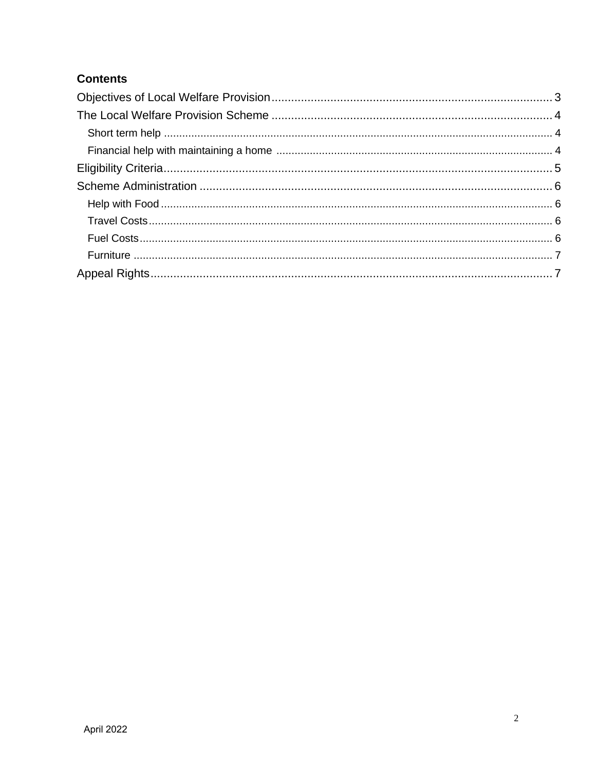**Contents**

Objectives of Local Welfare Provision ........................................................................................ 3
The Local Welfare Provision Scheme ........................................................................................ 4
- Short term help ........................................................................................................................ 4
- Financial help with maintaining a home ................................................................................... 4

Eligibility Criteria .......................................................................................................................... 5
Scheme Administration ................................................................................................................ 6
- Help with Food ......................................................................................................................... 6
- Travel Costs ............................................................................................................................. 6
- Fuel Costs ................................................................................................................................ 6
- Furniture .................................................................................................................................. 7

Appeal Rights .............................................................................................................................. 7

April 2022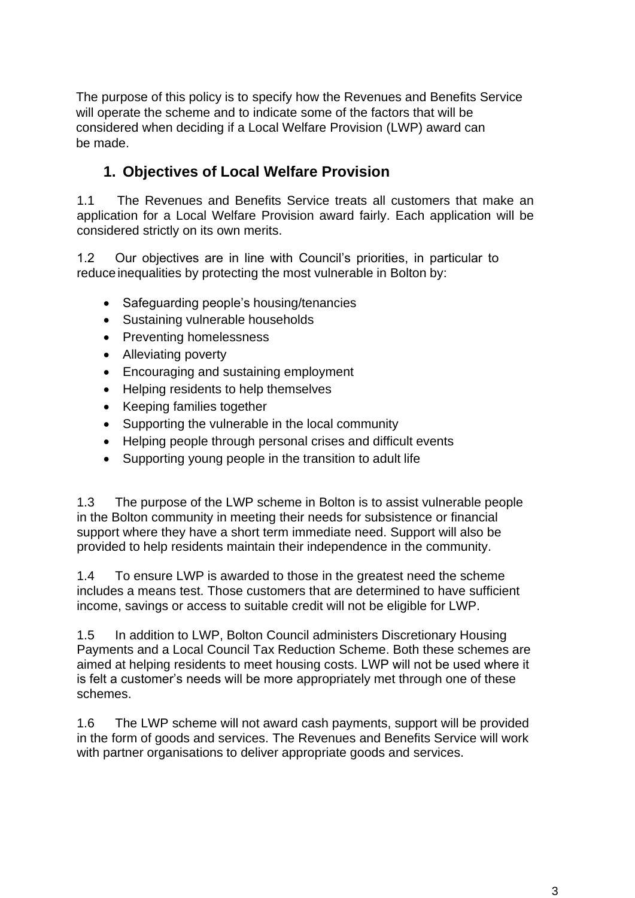The purpose of this policy is to specify how the Revenues and Benefits Service will operate the scheme and to indicate some of the factors that will be considered when deciding if a Local Welfare Provision (LWP) award can be made.

## 1. Objectives of Local Welfare Provision

1.1 The Revenues and Benefits Service treats all customers that make an application for a Local Welfare Provision award fairly. Each application will be considered strictly on its own merits.

1.2 Our objectives are in line with Council's priorities, in particular to reduce inequalities by protecting the most vulnerable in Bolton by:

- Safeguarding people's housing/tenancies
- Sustaining vulnerable households
- Preventing homelessness
- Alleviating poverty
- Encouraging and sustaining employment
- Helping residents to help themselves
- Keeping families together
- Supporting the vulnerable in the local community
- Helping people through personal crises and difficult events
- Supporting young people in the transition to adult life

1.3 The purpose of the LWP scheme in Bolton is to assist vulnerable people in the Bolton community in meeting their needs for subsistence or financial support where they have a short term immediate need. Support will also be provided to help residents maintain their independence in the community.

1.4 To ensure LWP is awarded to those in the greatest need the scheme includes a means test. Those customers that are determined to have sufficient income, savings or access to suitable credit will not be eligible for LWP.

1.5 In addition to LWP, Bolton Council administers Discretionary Housing Payments and a Local Council Tax Reduction Scheme. Both these schemes are aimed at helping residents to meet housing costs. LWP will not be used where it is felt a customer's needs will be more appropriately met through one of these schemes.

1.6 The LWP scheme will not award cash payments, support will be provided in the form of goods and services. The Revenues and Benefits Service will work with partner organisations to deliver appropriate goods and services.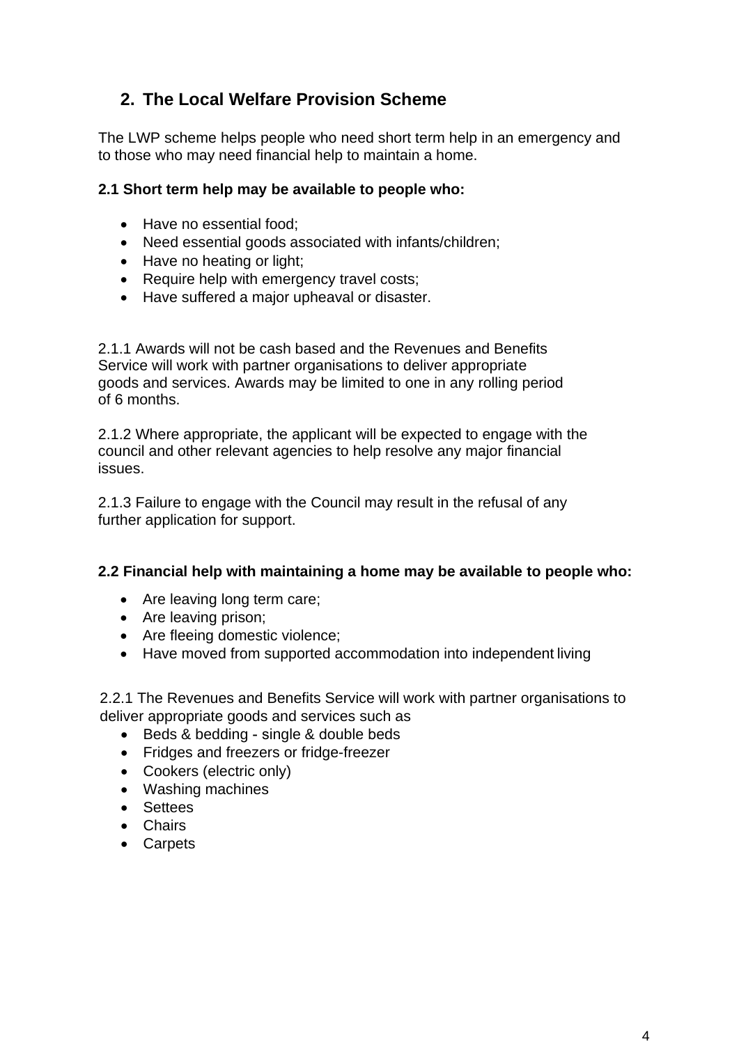## 2. The Local Welfare Provision Scheme

The LWP scheme helps people who need short term help in an emergency and to those who may need financial help to maintain a home.

**2.1 Short term help may be available to people who:**

- Have no essential food;
- Need essential goods associated with infants/children;
- Have no heating or light;
- Require help with emergency travel costs;
- Have suffered a major upheaval or disaster.

2.1.1 Awards will not be cash based and the Revenues and Benefits Service will work with partner organisations to deliver appropriate goods and services. Awards may be limited to one in any rolling period of 6 months.

2.1.2 Where appropriate, the applicant will be expected to engage with the council and other relevant agencies to help resolve any major financial issues.

2.1.3 Failure to engage with the Council may result in the refusal of any further application for support.

**2.2 Financial help with maintaining a home may be available to people who:**

- Are leaving long term care;
- Are leaving prison;
- Are fleeing domestic violence;
- Have moved from supported accommodation into independent living

2.2.1 The Revenues and Benefits Service will work with partner organisations to deliver appropriate goods and services such as

- Beds & bedding - single & double beds
- Fridges and freezers or fridge-freezer
- Cookers (electric only)
- Washing machines
- Settees
- Chairs
- Carpets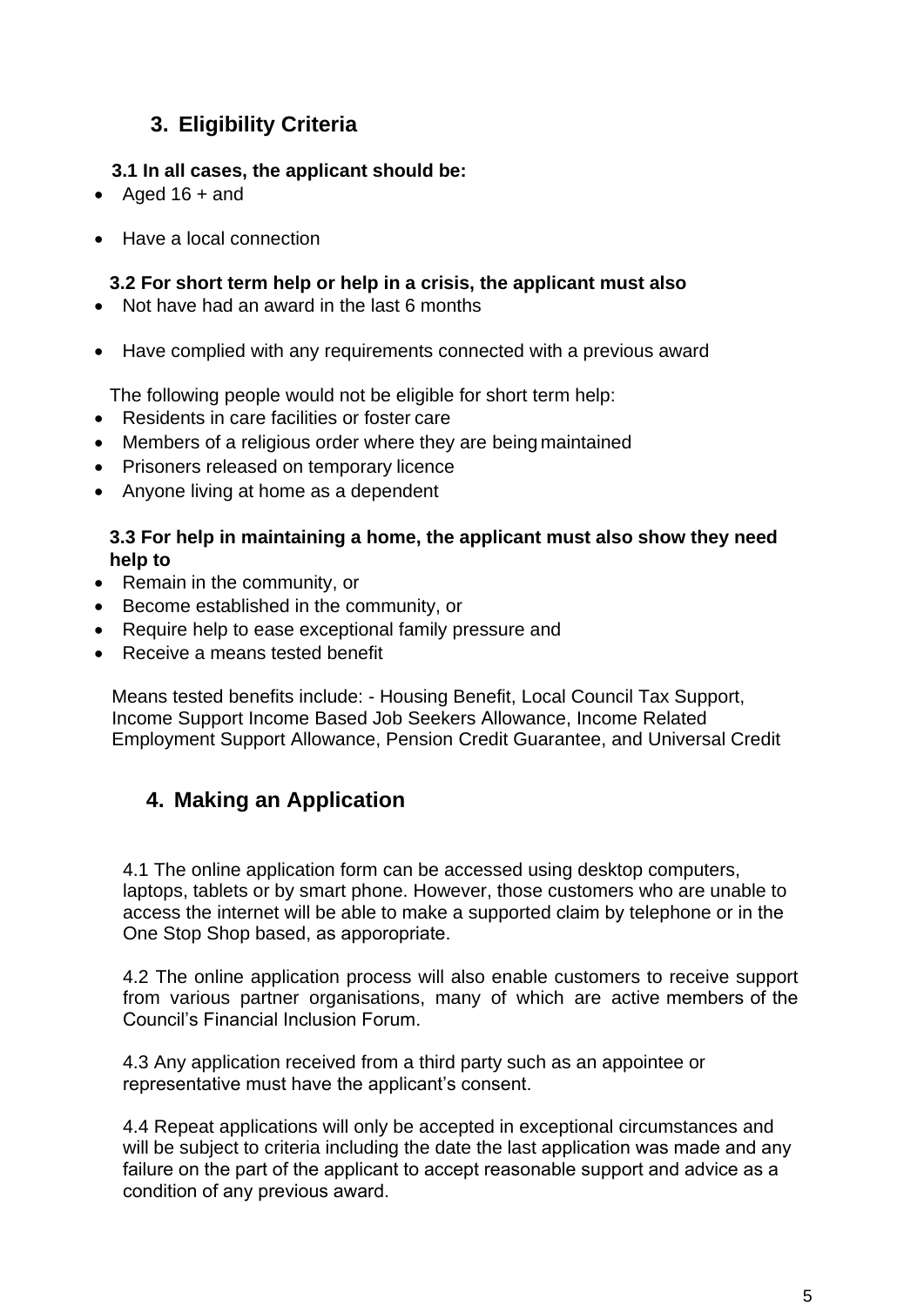## 3. Eligibility Criteria

**3.1 In all cases, the applicant should be:**

- Aged 16 + and
- Have a local connection

**3.2 For short term help or help in a crisis, the applicant must also**

- Not have had an award in the last 6 months
- Have complied with any requirements connected with a previous award

The following people would not be eligible for short term help:

- Residents in care facilities or foster care
- Members of a religious order where they are being maintained
- Prisoners released on temporary licence
- Anyone living at home as a dependent

**3.3 For help in maintaining a home, the applicant must also show they need help to**

- Remain in the community, or
- Become established in the community, or
- Require help to ease exceptional family pressure and
- Receive a means tested benefit

Means tested benefits include: - Housing Benefit, Local Council Tax Support, Income Support Income Based Job Seekers Allowance, Income Related Employment Support Allowance, Pension Credit Guarantee, and Universal Credit

## 4. Making an Application

4.1 The online application form can be accessed using desktop computers, laptops, tablets or by smart phone. However, those customers who are unable to access the internet will be able to make a supported claim by telephone or in the One Stop Shop based, as apporopriate.

4.2 The online application process will also enable customers to receive support from various partner organisations, many of which are active members of the Council's Financial Inclusion Forum.

4.3 Any application received from a third party such as an appointee or representative must have the applicant's consent.

4.4 Repeat applications will only be accepted in exceptional circumstances and will be subject to criteria including the date the last application was made and any failure on the part of the applicant to accept reasonable support and advice as a condition of any previous award.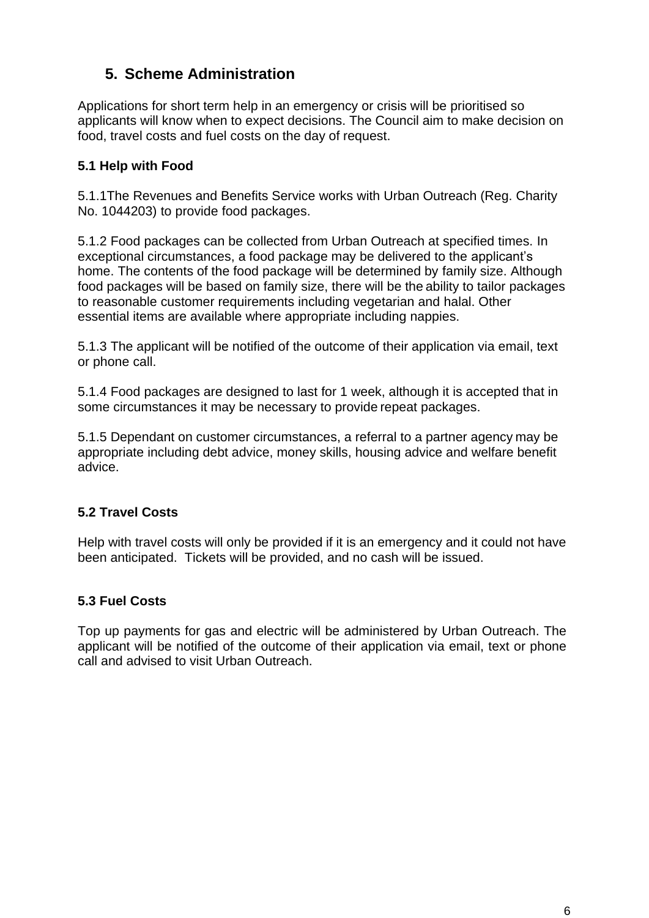## 5. Scheme Administration

Applications for short term help in an emergency or crisis will be prioritised so applicants will know when to expect decisions. The Council aim to make decision on food, travel costs and fuel costs on the day of request.

### 5.1 Help with Food

5.1.1The Revenues and Benefits Service works with Urban Outreach (Reg. Charity No. 1044203) to provide food packages.

5.1.2 Food packages can be collected from Urban Outreach at specified times. In exceptional circumstances, a food package may be delivered to the applicant's home. The contents of the food package will be determined by family size. Although food packages will be based on family size, there will be the ability to tailor packages to reasonable customer requirements including vegetarian and halal. Other essential items are available where appropriate including nappies.

5.1.3 The applicant will be notified of the outcome of their application via email, text or phone call.

5.1.4 Food packages are designed to last for 1 week, although it is accepted that in some circumstances it may be necessary to provide repeat packages.

5.1.5 Dependant on customer circumstances, a referral to a partner agency may be appropriate including debt advice, money skills, housing advice and welfare benefit advice.

### 5.2 Travel Costs

Help with travel costs will only be provided if it is an emergency and it could not have been anticipated. Tickets will be provided, and no cash will be issued.

### 5.3 Fuel Costs

Top up payments for gas and electric will be administered by Urban Outreach. The applicant will be notified of the outcome of their application via email, text or phone call and advised to visit Urban Outreach.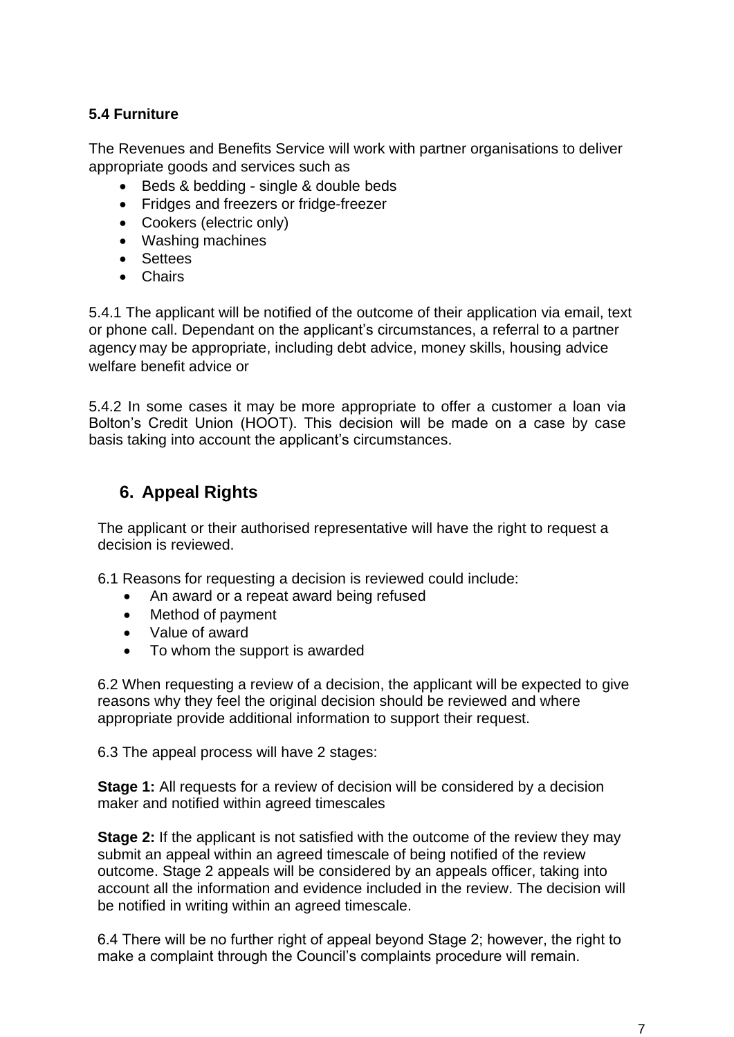### 5.4 Furniture

The Revenues and Benefits Service will work with partner organisations to deliver appropriate goods and services such as

- Beds & bedding - single & double beds
- Fridges and freezers or fridge-freezer
- Cookers (electric only)
- Washing machines
- Settees
- Chairs

5.4.1 The applicant will be notified of the outcome of their application via email, text or phone call. Dependant on the applicant's circumstances, a referral to a partner agency may be appropriate, including debt advice, money skills, housing advice welfare benefit advice or

5.4.2 In some cases it may be more appropriate to offer a customer a loan via Bolton's Credit Union (HOOT). This decision will be made on a case by case basis taking into account the applicant's circumstances.

## 6. Appeal Rights

The applicant or their authorised representative will have the right to request a decision is reviewed.

6.1 Reasons for requesting a decision is reviewed could include:

- An award or a repeat award being refused
- Method of payment
- Value of award
- To whom the support is awarded

6.2 When requesting a review of a decision, the applicant will be expected to give reasons why they feel the original decision should be reviewed and where appropriate provide additional information to support their request.

6.3 The appeal process will have 2 stages:

**Stage 1:** All requests for a review of decision will be considered by a decision maker and notified within agreed timescales

**Stage 2:** If the applicant is not satisfied with the outcome of the review they may submit an appeal within an agreed timescale of being notified of the review outcome. Stage 2 appeals will be considered by an appeals officer, taking into account all the information and evidence included in the review. The decision will be notified in writing within an agreed timescale.

6.4 There will be no further right of appeal beyond Stage 2; however, the right to make a complaint through the Council's complaints procedure will remain.